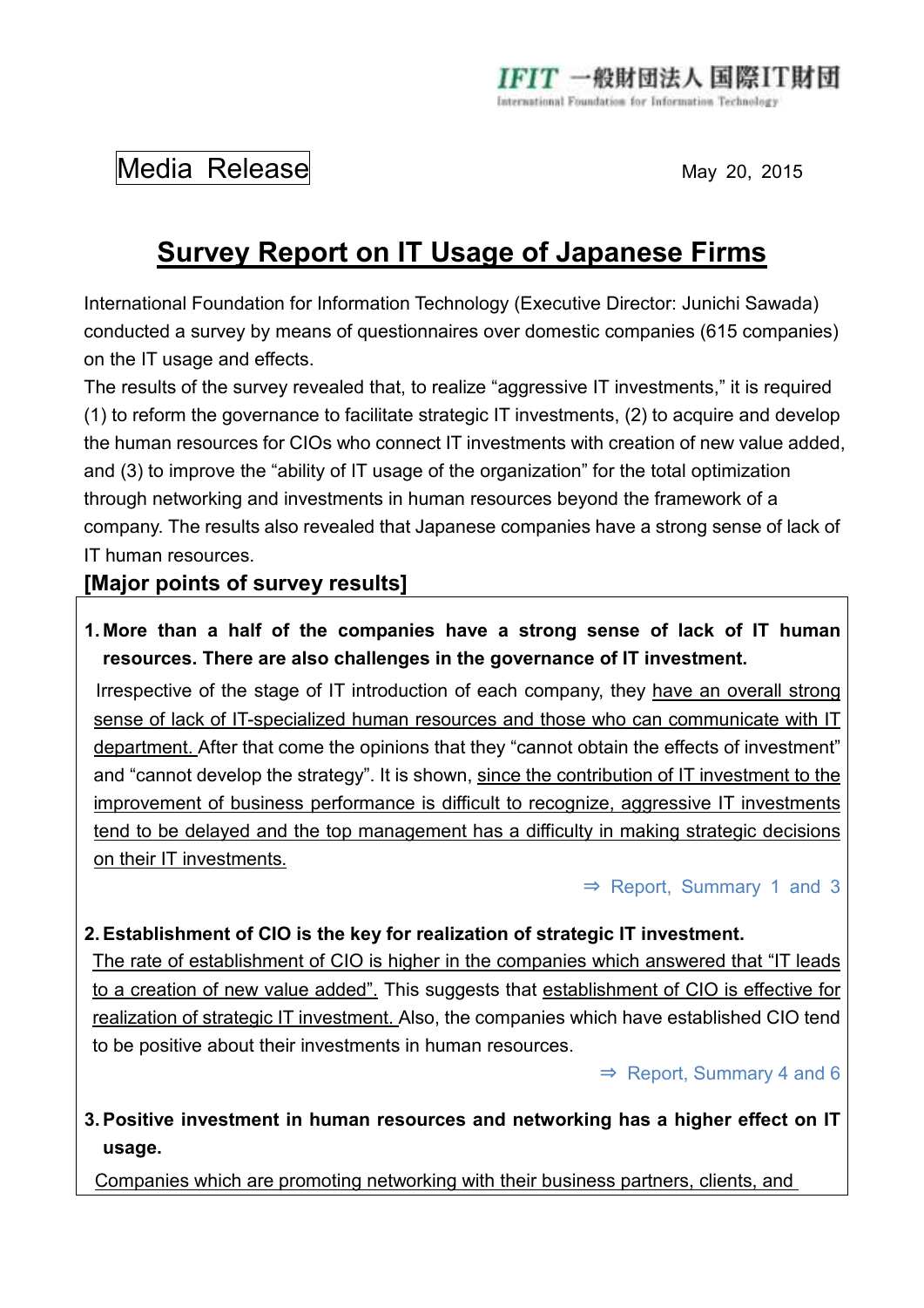IFIT 一般財団法人 国際IT財団
International Foundation for Information Technology

Media Release

May 20, 2015

# Survey Report on IT Usage of Japanese Firms

International Foundation for Information Technology (Executive Director: Junichi Sawada) conducted a survey by means of questionnaires over domestic companies (615 companies) on the IT usage and effects.

The results of the survey revealed that, to realize "aggressive IT investments," it is required (1) to reform the governance to facilitate strategic IT investments, (2) to acquire and develop the human resources for CIOs who connect IT investments with creation of new value added, and (3) to improve the "ability of IT usage of the organization" for the total optimization through networking and investments in human resources beyond the framework of a company. The results also revealed that Japanese companies have a strong sense of lack of IT human resources.

## [Major points of survey results]

**1. More than a half of the companies have a strong sense of lack of IT human resources. There are also challenges in the governance of IT investment.**

Irrespective of the stage of IT introduction of each company, they have an overall strong sense of lack of IT-specialized human resources and those who can communicate with IT department. After that come the opinions that they "cannot obtain the effects of investment" and "cannot develop the strategy". It is shown, since the contribution of IT investment to the improvement of business performance is difficult to recognize, aggressive IT investments tend to be delayed and the top management has a difficulty in making strategic decisions on their IT investments.

⇒ Report, Summary 1 and 3

**2. Establishment of CIO is the key for realization of strategic IT investment.**

The rate of establishment of CIO is higher in the companies which answered that "IT leads to a creation of new value added". This suggests that establishment of CIO is effective for realization of strategic IT investment. Also, the companies which have established CIO tend to be positive about their investments in human resources.

⇒ Report, Summary 4 and 6

**3. Positive investment in human resources and networking has a higher effect on IT usage.**

Companies which are promoting networking with their business partners, clients, and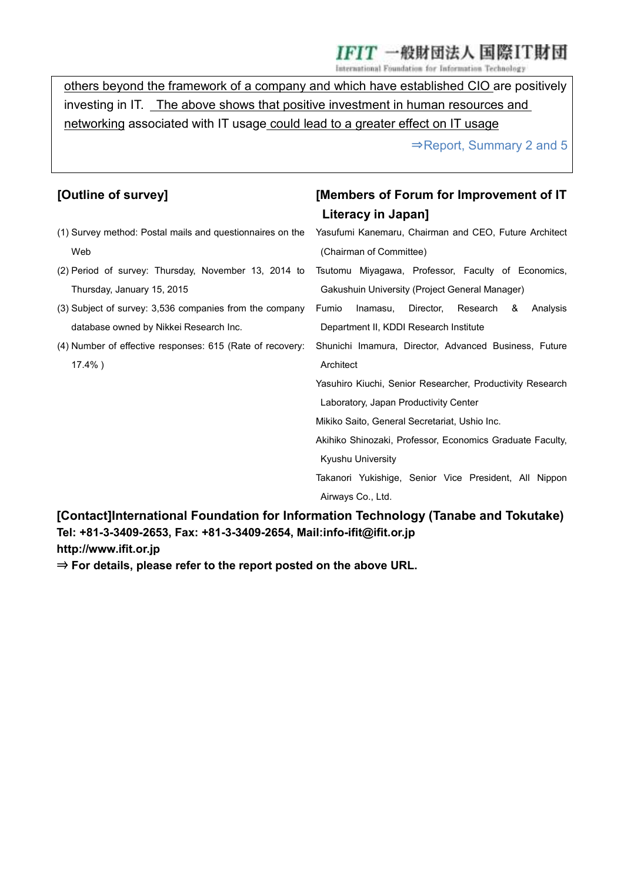others beyond the framework of a company and which have established CIO are positively investing in IT. The above shows that positive investment in human resources and networking associated with IT usage could lead to a greater effect on IT usage

⇒Report, Summary 2 and 5

## [Outline of survey]

(1) Survey method: Postal mails and questionnaires on the Web
(2) Period of survey: Thursday, November 13, 2014 to Thursday, January 15, 2015
(3) Subject of survey: 3,536 companies from the company database owned by Nikkei Research Inc.
(4) Number of effective responses: 615 (Rate of recovery: 17.4% )

## [Members of Forum for Improvement of IT Literacy in Japan]

Yasufumi Kanemaru, Chairman and CEO, Future Architect (Chairman of Committee)
Tsutomu Miyagawa, Professor, Faculty of Economics, Gakushuin University (Project General Manager)
Fumio Inamasu, Director, Research & Analysis Department II, KDDI Research Institute
Shunichi Imamura, Director, Advanced Business, Future Architect
Yasuhiro Kiuchi, Senior Researcher, Productivity Research Laboratory, Japan Productivity Center
Mikiko Saito, General Secretariat, Ushio Inc.
Akihiko Shinozaki, Professor, Economics Graduate Faculty, Kyushu University
Takanori Yukishige, Senior Vice President, All Nippon Airways Co., Ltd.

**[Contact]International Foundation for Information Technology (Tanabe and Tokutake)**
**Tel: +81-3-3409-2653, Fax: +81-3-3409-2654, Mail:info-ifit@ifit.or.jp**
**http://www.ifit.or.jp**
**⇒ For details, please refer to the report posted on the above URL.**